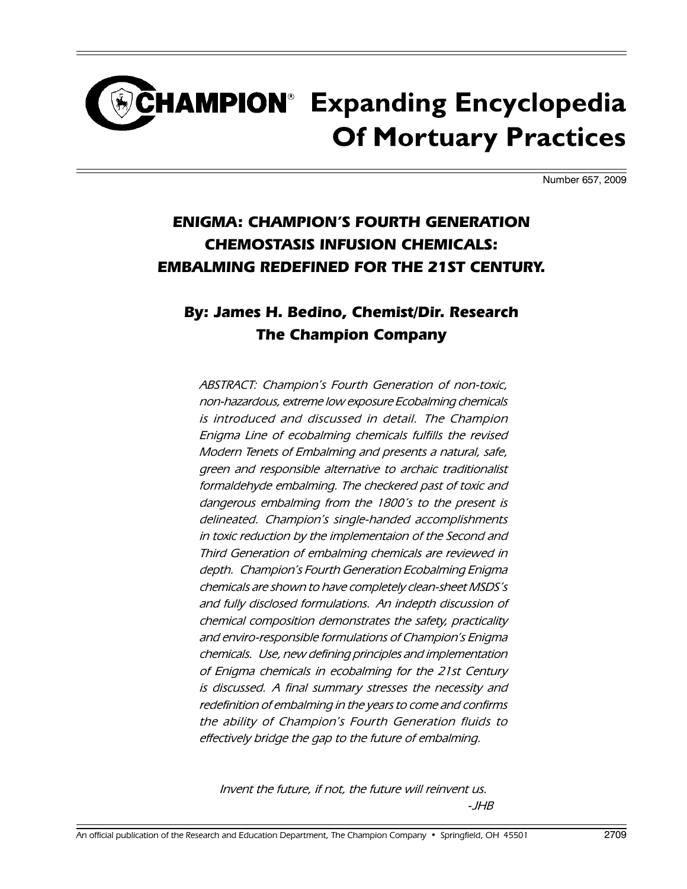# CHAMPION® Expanding Encyclopedia Of Mortuary Practices

Number 657, 2009

## *ENIGMA: CHAMPION'S FOURTH GENERATION CHEMOSTASIS INFUSION CHEMICALS: EMBALMING REDEFINED FOR THE 21ST CENTURY.*

### By: James H. Bedino, Chemist/Dir. Research The Champion Company

*ABSTRACT: Champion's Fourth Generation of non-toxic, non-hazardous, extreme low exposure Ecobalming chemicals is introduced and discussed in detail. The Champion Enigma Line of ecobalming chemicals fulfills the revised Modern Tenets of Embalming and presents a natural, safe, green and responsible alternative to archaic traditionalist formaldehyde embalming. The checkered past of toxic and dangerous embalming from the 1800's to the present is delineated. Champion's single-handed accomplishments in toxic reduction by the implementaion of the Second and Third Generation of embalming chemicals are reviewed in depth. Champion's Fourth Generation Ecobalming Enigma chemicals are shown to have completely clean-sheet MSDS's and fully disclosed formulations. An indepth discussion of chemical composition demonstrates the safety, practicality and enviro-responsible formulations of Champion's Enigma chemicals. Use, new defining principles and implementation of Enigma chemicals in ecobalming for the 21st Century is discussed. A final summary stresses the necessity and redefinition of embalming in the years to come and confirms the ability of Champion's Fourth Generation fluids to effectively bridge the gap to the future of embalming.*

*Invent the future, if not, the future will reinvent us.*

*-JHB*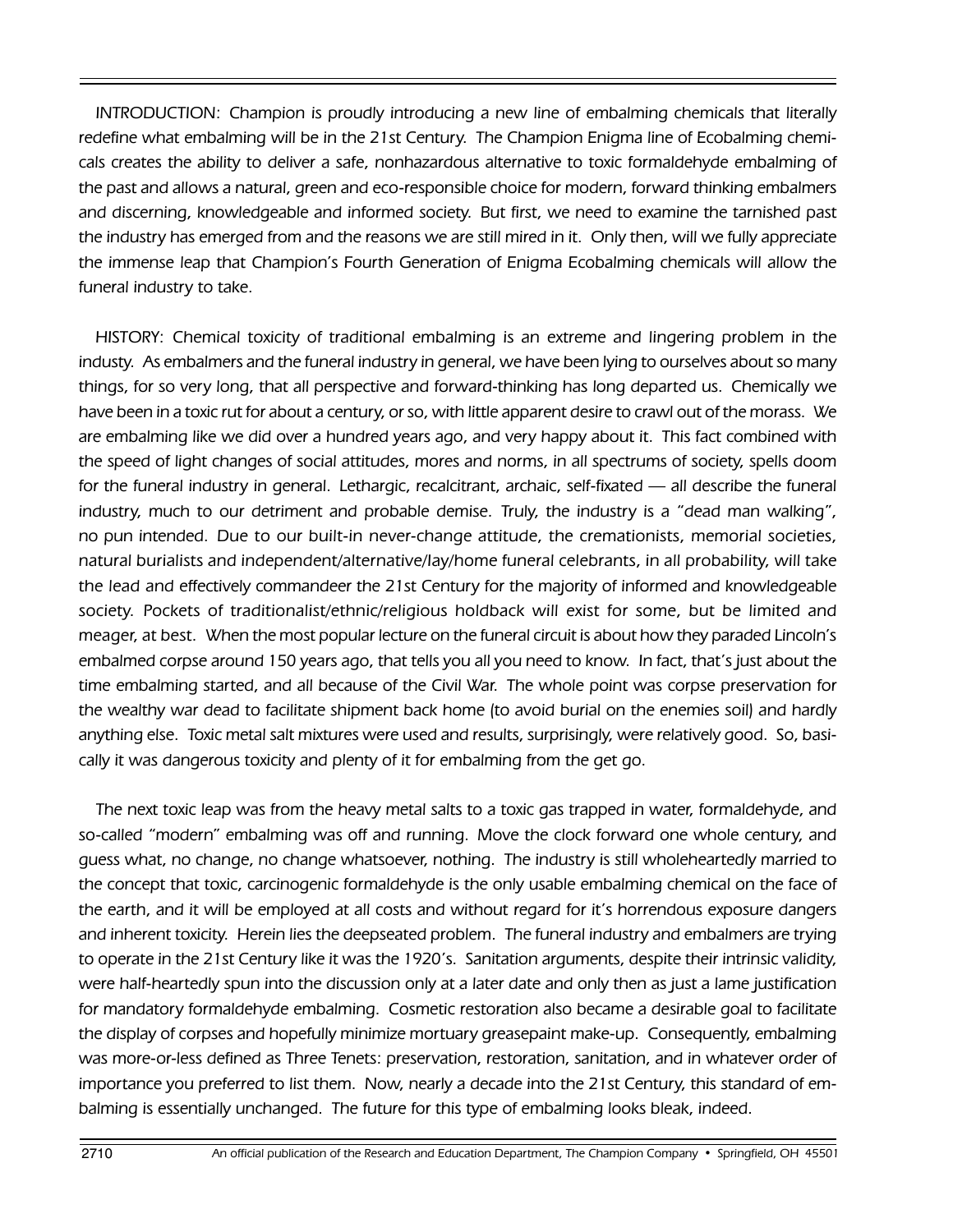*INTRODUCTION: Champion is proudly introducing a new line of embalming chemicals that literally redefine what embalming will be in the 21st Century. The Champion Enigma line of Ecobalming chemicals creates the ability to deliver a safe, nonhazardous alternative to toxic formaldehyde embalming of the past and allows a natural, green and eco-responsible choice for modern, forward thinking embalmers and discerning, knowledgeable and informed society. But first, we need to examine the tarnished past the industry has emerged from and the reasons we are still mired in it. Only then, will we fully appreciate the immense leap that Champion's Fourth Generation of Enigma Ecobalming chemicals will allow the funeral industry to take.*

*HISTORY: Chemical toxicity of traditional embalming is an extreme and lingering problem in the industy. As embalmers and the funeral industry in general, we have been lying to ourselves about so many things, for so very long, that all perspective and forward-thinking has long departed us. Chemically we have been in a toxic rut for about a century, or so, with little apparent desire to crawl out of the morass. We are embalming like we did over a hundred years ago, and very happy about it. This fact combined with the speed of light changes of social attitudes, mores and norms, in all spectrums of society, spells doom for the funeral industry in general. Lethargic, recalcitrant, archaic, self-fixated — all describe the funeral industry, much to our detriment and probable demise. Truly, the industry is a "dead man walking", no pun intended. Due to our built-in never-change attitude, the cremationists, memorial societies, natural burialists and independent/alternative/lay/home funeral celebrants, in all probability, will take the lead and effectively commandeer the 21st Century for the majority of informed and knowledgeable society. Pockets of traditionalist/ethnic/religious holdback will exist for some, but be limited and meager, at best. When the most popular lecture on the funeral circuit is about how they paraded Lincoln's embalmed corpse around 150 years ago, that tells you all you need to know. In fact, that's just about the time embalming started, and all because of the Civil War. The whole point was corpse preservation for the wealthy war dead to facilitate shipment back home (to avoid burial on the enemies soil) and hardly anything else. Toxic metal salt mixtures were used and results, surprisingly, were relatively good. So, basically it was dangerous toxicity and plenty of it for embalming from the get go.*

*The next toxic leap was from the heavy metal salts to a toxic gas trapped in water, formaldehyde, and so-called "modern" embalming was off and running. Move the clock forward one whole century, and guess what, no change, no change whatsoever, nothing. The industry is still wholeheartedly married to the concept that toxic, carcinogenic formaldehyde is the only usable embalming chemical on the face of the earth, and it will be employed at all costs and without regard for it's horrendous exposure dangers and inherent toxicity. Herein lies the deepseated problem. The funeral industry and embalmers are trying to operate in the 21st Century like it was the 1920's. Sanitation arguments, despite their intrinsic validity, were half-heartedly spun into the discussion only at a later date and only then as just a lame justification for mandatory formaldehyde embalming. Cosmetic restoration also became a desirable goal to facilitate the display of corpses and hopefully minimize mortuary greasepaint make-up. Consequently, embalming was more-or-less defined as Three Tenets: preservation, restoration, sanitation, and in whatever order of importance you preferred to list them. Now, nearly a decade into the 21st Century, this standard of embalming is essentially unchanged. The future for this type of embalming looks bleak, indeed.*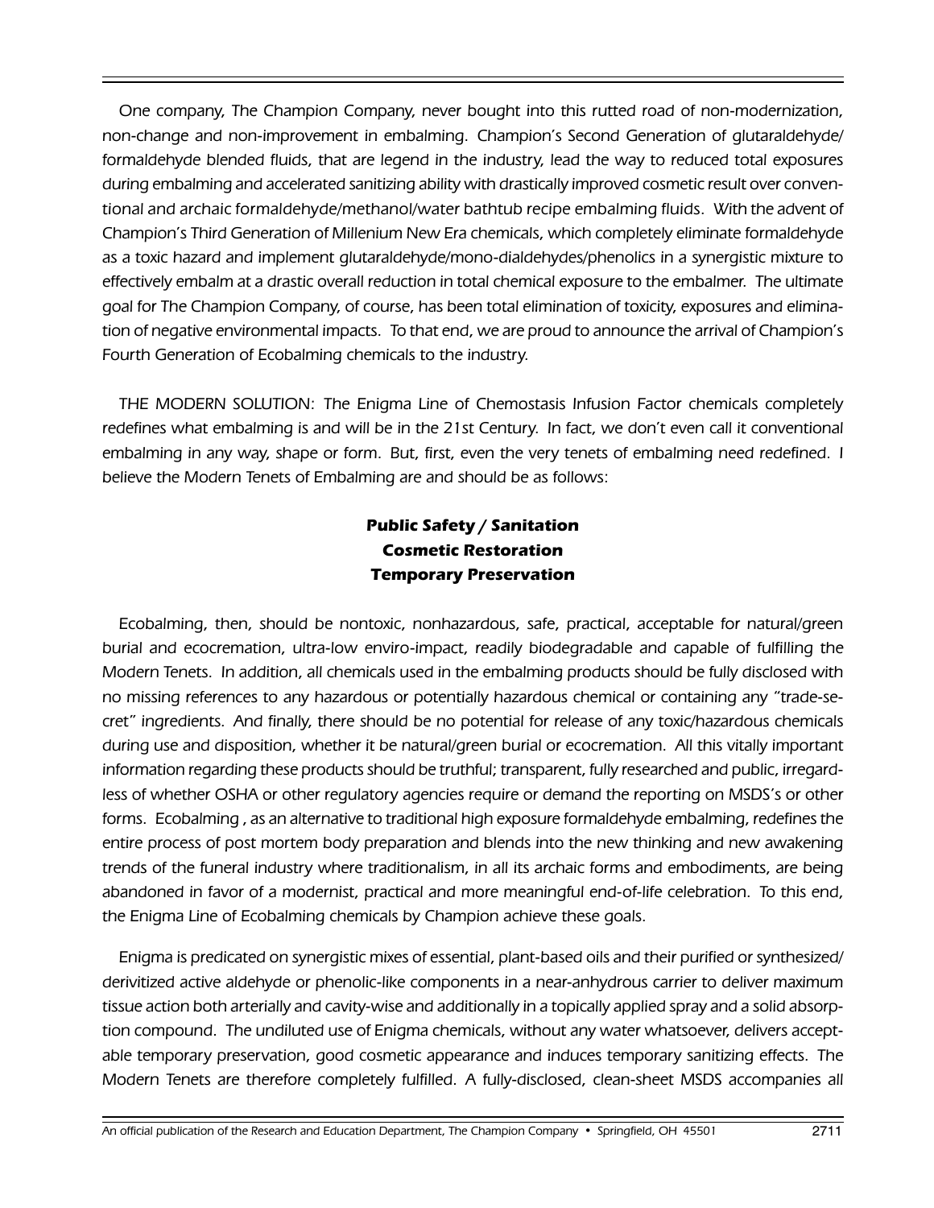One company, The Champion Company, never bought into this rutted road of non-modernization, non-change and non-improvement in embalming. Champion's Second Generation of glutaraldehyde/ formaldehyde blended fluids, that are legend in the industry, lead the way to reduced total exposures during embalming and accelerated sanitizing ability with drastically improved cosmetic result over conventional and archaic formaldehyde/methanol/water bathtub recipe embalming fluids. With the advent of Champion's Third Generation of Millenium New Era chemicals, which completely eliminate formaldehyde as a toxic hazard and implement glutaraldehyde/mono-dialdehydes/phenolics in a synergistic mixture to effectively embalm at a drastic overall reduction in total chemical exposure to the embalmer. The ultimate goal for The Champion Company, of course, has been total elimination of toxicity, exposures and elimination of negative environmental impacts. To that end, we are proud to announce the arrival of Champion's Fourth Generation of Ecobalming chemicals to the industry.

THE MODERN SOLUTION: The Enigma Line of Chemostasis Infusion Factor chemicals completely redefines what embalming is and will be in the 21st Century. In fact, we don't even call it conventional embalming in any way, shape or form. But, first, even the very tenets of embalming need redefined. I believe the Modern Tenets of Embalming are and should be as follows:

**Public Safety / Sanitation**
**Cosmetic Restoration**
**Temporary Preservation**

Ecobalming, then, should be nontoxic, nonhazardous, safe, practical, acceptable for natural/green burial and ecocremation, ultra-low enviro-impact, readily biodegradable and capable of fulfilling the Modern Tenets. In addition, all chemicals used in the embalming products should be fully disclosed with no missing references to any hazardous or potentially hazardous chemical or containing any "trade-secret" ingredients. And finally, there should be no potential for release of any toxic/hazardous chemicals during use and disposition, whether it be natural/green burial or ecocremation. All this vitally important information regarding these products should be truthful; transparent, fully researched and public, irregardless of whether OSHA or other regulatory agencies require or demand the reporting on MSDS's or other forms. Ecobalming , as an alternative to traditional high exposure formaldehyde embalming, redefines the entire process of post mortem body preparation and blends into the new thinking and new awakening trends of the funeral industry where traditionalism, in all its archaic forms and embodiments, are being abandoned in favor of a modernist, practical and more meaningful end-of-life celebration. To this end, the Enigma Line of Ecobalming chemicals by Champion achieve these goals.

Enigma is predicated on synergistic mixes of essential, plant-based oils and their purified or synthesized/ derivitized active aldehyde or phenolic-like components in a near-anhydrous carrier to deliver maximum tissue action both arterially and cavity-wise and additionally in a topically applied spray and a solid absorption compound. The undiluted use of Enigma chemicals, without any water whatsoever, delivers acceptable temporary preservation, good cosmetic appearance and induces temporary sanitizing effects. The Modern Tenets are therefore completely fulfilled. A fully-disclosed, clean-sheet MSDS accompanies all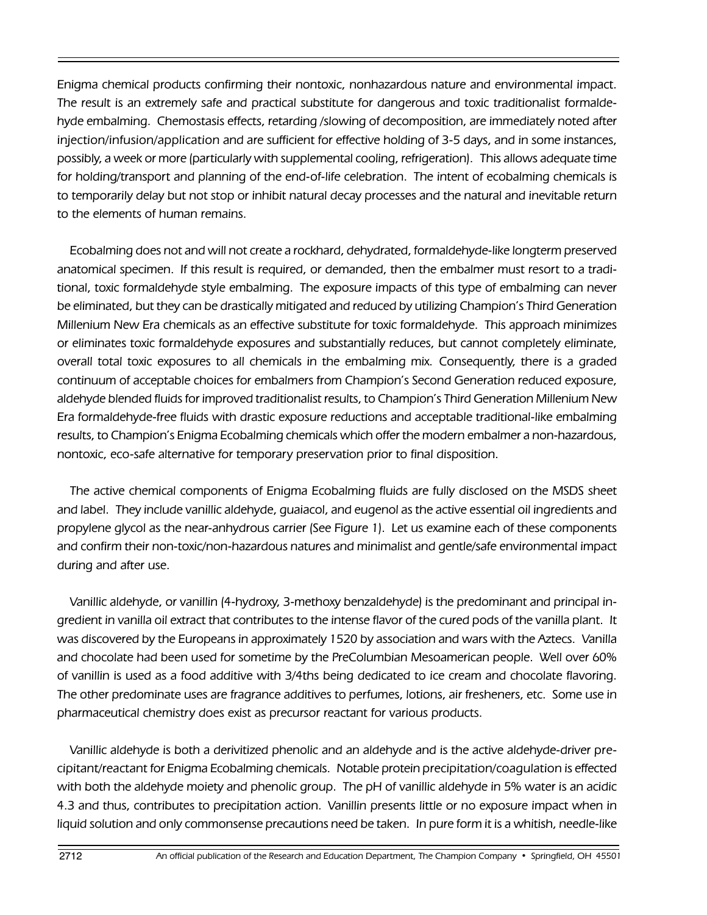Enigma chemical products confirming their nontoxic, nonhazardous nature and environmental impact. The result is an extremely safe and practical substitute for dangerous and toxic traditionalist formaldehyde embalming. Chemostasis effects, retarding /slowing of decomposition, are immediately noted after injection/infusion/application and are sufficient for effective holding of 3-5 days, and in some instances, possibly, a week or more (particularly with supplemental cooling, refrigeration). This allows adequate time for holding/transport and planning of the end-of-life celebration. The intent of ecobalming chemicals is to temporarily delay but not stop or inhibit natural decay processes and the natural and inevitable return to the elements of human remains.

Ecobalming does not and will not create a rockhard, dehydrated, formaldehyde-like longterm preserved anatomical specimen. If this result is required, or demanded, then the embalmer must resort to a traditional, toxic formaldehyde style embalming. The exposure impacts of this type of embalming can never be eliminated, but they can be drastically mitigated and reduced by utilizing Champion's Third Generation Millenium New Era chemicals as an effective substitute for toxic formaldehyde. This approach minimizes or eliminates toxic formaldehyde exposures and substantially reduces, but cannot completely eliminate, overall total toxic exposures to all chemicals in the embalming mix. Consequently, there is a graded continuum of acceptable choices for embalmers from Champion's Second Generation reduced exposure, aldehyde blended fluids for improved traditionalist results, to Champion's Third Generation Millenium New Era formaldehyde-free fluids with drastic exposure reductions and acceptable traditional-like embalming results, to Champion's Enigma Ecobalming chemicals which offer the modern embalmer a non-hazardous, nontoxic, eco-safe alternative for temporary preservation prior to final disposition.

The active chemical components of Enigma Ecobalming fluids are fully disclosed on the MSDS sheet and label. They include vanillic aldehyde, guaiacol, and eugenol as the active essential oil ingredients and propylene glycol as the near-anhydrous carrier (See Figure 1). Let us examine each of these components and confirm their non-toxic/non-hazardous natures and minimalist and gentle/safe environmental impact during and after use.

Vanillic aldehyde, or vanillin (4-hydroxy, 3-methoxy benzaldehyde) is the predominant and principal ingredient in vanilla oil extract that contributes to the intense flavor of the cured pods of the vanilla plant. It was discovered by the Europeans in approximately 1520 by association and wars with the Aztecs. Vanilla and chocolate had been used for sometime by the PreColumbian Mesoamerican people. Well over 60% of vanillin is used as a food additive with 3/4ths being dedicated to ice cream and chocolate flavoring. The other predominate uses are fragrance additives to perfumes, lotions, air fresheners, etc. Some use in pharmaceutical chemistry does exist as precursor reactant for various products.

Vanillic aldehyde is both a derivitized phenolic and an aldehyde and is the active aldehyde-driver precipitant/reactant for Enigma Ecobalming chemicals. Notable protein precipitation/coagulation is effected with both the aldehyde moiety and phenolic group. The pH of vanillic aldehyde in 5% water is an acidic 4.3 and thus, contributes to precipitation action. Vanillin presents little or no exposure impact when in liquid solution and only commonsense precautions need be taken. In pure form it is a whitish, needle-like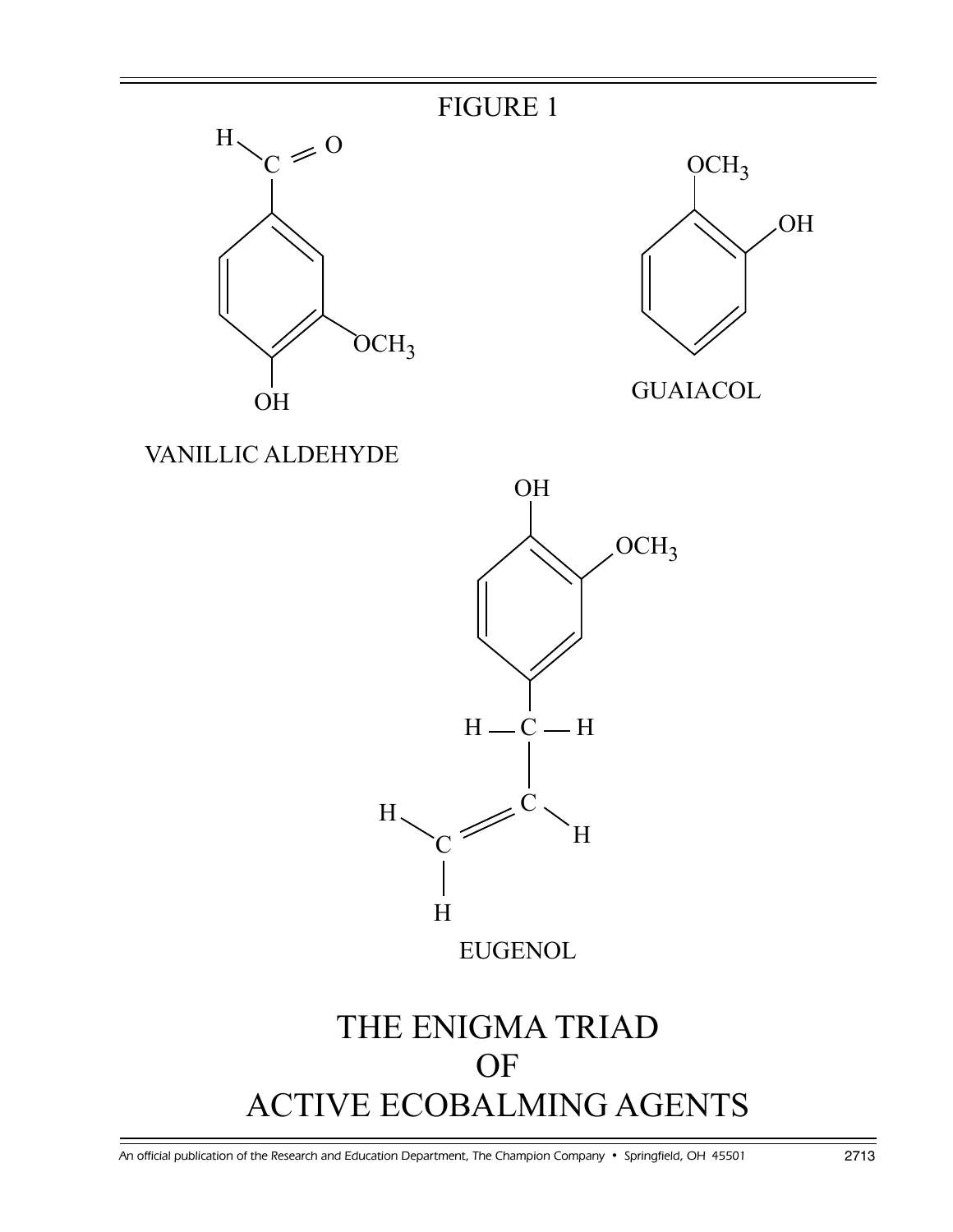FIGURE 1

VANILLIC ALDEHYDE

GUAIACOL

EUGENOL

# THE ENIGMA TRIAD OF ACTIVE ECOBALMING AGENTS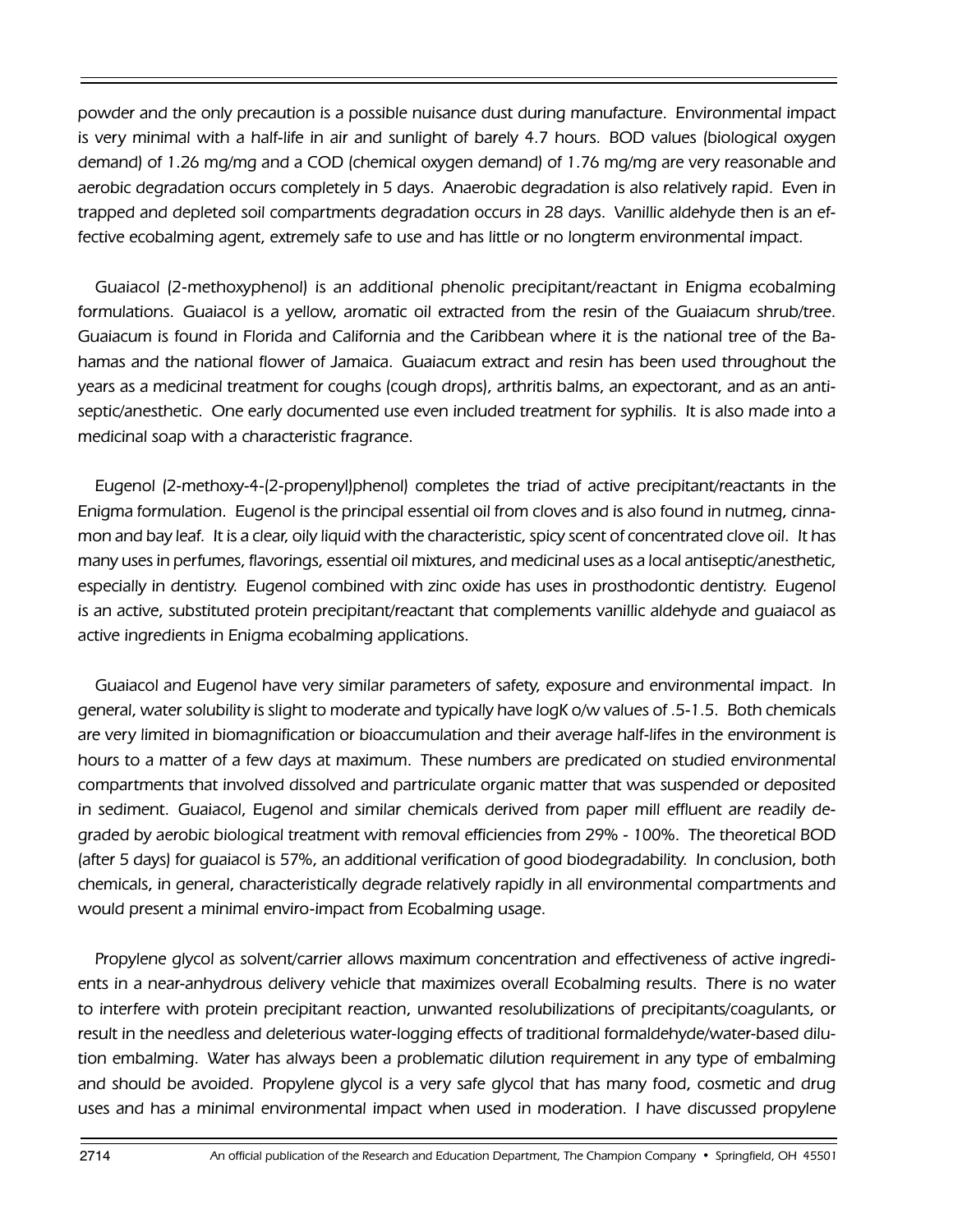powder and the only precaution is a possible nuisance dust during manufacture. Environmental impact is very minimal with a half-life in air and sunlight of barely 4.7 hours. BOD values (biological oxygen demand) of 1.26 mg/mg and a COD (chemical oxygen demand) of 1.76 mg/mg are very reasonable and aerobic degradation occurs completely in 5 days. Anaerobic degradation is also relatively rapid. Even in trapped and depleted soil compartments degradation occurs in 28 days. Vanillic aldehyde then is an effective ecobalming agent, extremely safe to use and has little or no longterm environmental impact.

Guaiacol (2-methoxyphenol) is an additional phenolic precipitant/reactant in Enigma ecobalming formulations. Guaiacol is a yellow, aromatic oil extracted from the resin of the Guaiacum shrub/tree. Guaiacum is found in Florida and California and the Caribbean where it is the national tree of the Bahamas and the national flower of Jamaica. Guaiacum extract and resin has been used throughout the years as a medicinal treatment for coughs (cough drops), arthritis balms, an expectorant, and as an antiseptic/anesthetic. One early documented use even included treatment for syphilis. It is also made into a medicinal soap with a characteristic fragrance.

Eugenol (2-methoxy-4-(2-propenyl)phenol) completes the triad of active precipitant/reactants in the Enigma formulation. Eugenol is the principal essential oil from cloves and is also found in nutmeg, cinnamon and bay leaf. It is a clear, oily liquid with the characteristic, spicy scent of concentrated clove oil. It has many uses in perfumes, flavorings, essential oil mixtures, and medicinal uses as a local antiseptic/anesthetic, especially in dentistry. Eugenol combined with zinc oxide has uses in prosthodontic dentistry. Eugenol is an active, substituted protein precipitant/reactant that complements vanillic aldehyde and guaiacol as active ingredients in Enigma ecobalming applications.

Guaiacol and Eugenol have very similar parameters of safety, exposure and environmental impact. In general, water solubility is slight to moderate and typically have logK o/w values of .5-1.5. Both chemicals are very limited in biomagnification or bioaccumulation and their average half-lifes in the environment is hours to a matter of a few days at maximum. These numbers are predicated on studied environmental compartments that involved dissolved and partriculate organic matter that was suspended or deposited in sediment. Guaiacol, Eugenol and similar chemicals derived from paper mill effluent are readily degraded by aerobic biological treatment with removal efficiencies from 29% - 100%. The theoretical BOD (after 5 days) for guaiacol is 57%, an additional verification of good biodegradability. In conclusion, both chemicals, in general, characteristically degrade relatively rapidly in all environmental compartments and would present a minimal enviro-impact from Ecobalming usage.

Propylene glycol as solvent/carrier allows maximum concentration and effectiveness of active ingredients in a near-anhydrous delivery vehicle that maximizes overall Ecobalming results. There is no water to interfere with protein precipitant reaction, unwanted resolubilizations of precipitants/coagulants, or result in the needless and deleterious water-logging effects of traditional formaldehyde/water-based dilution embalming. Water has always been a problematic dilution requirement in any type of embalming and should be avoided. Propylene glycol is a very safe glycol that has many food, cosmetic and drug uses and has a minimal environmental impact when used in moderation. I have discussed propylene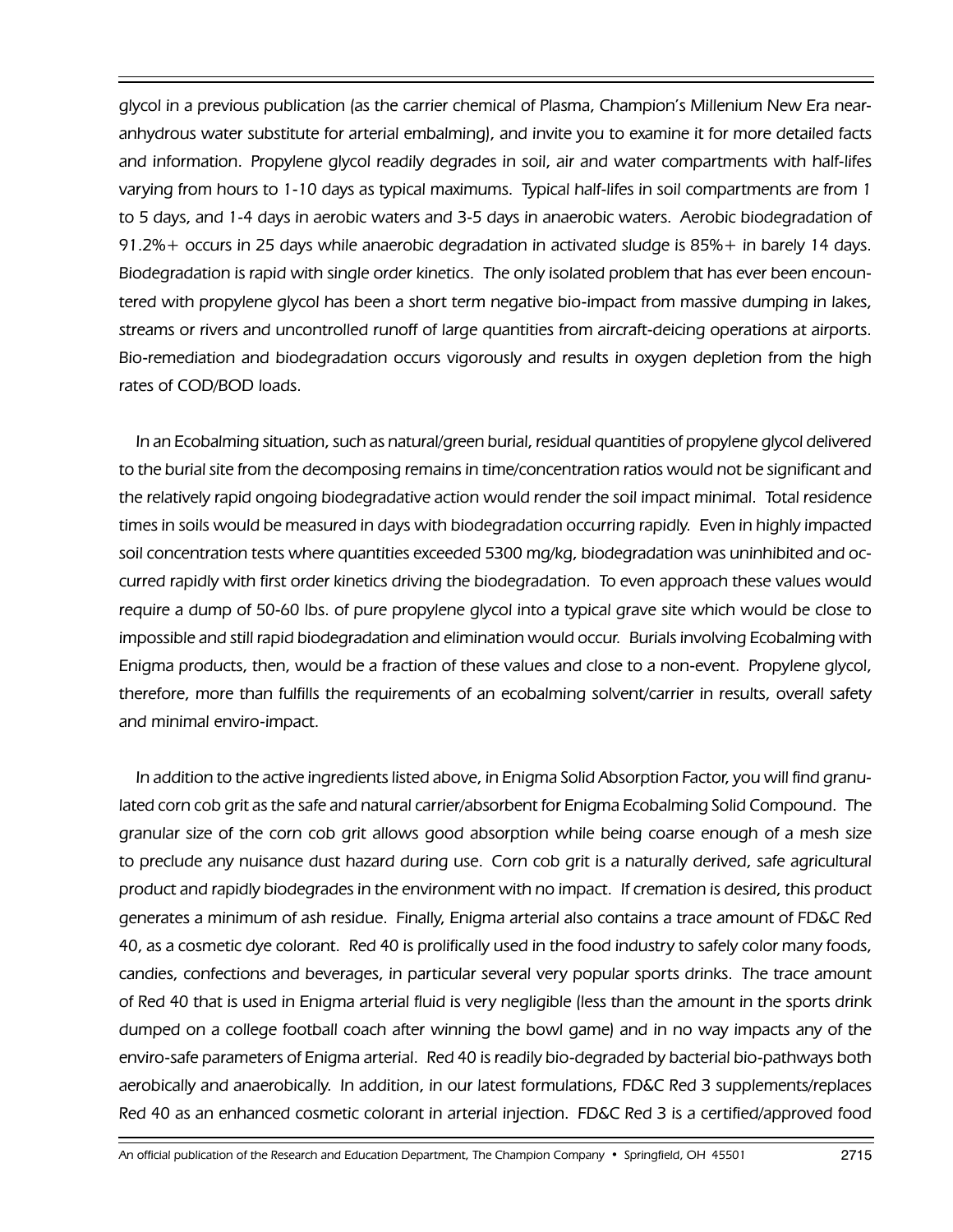glycol in a previous publication (as the carrier chemical of Plasma, Champion's Millenium New Era near-anhydrous water substitute for arterial embalming), and invite you to examine it for more detailed facts and information. Propylene glycol readily degrades in soil, air and water compartments with half-lifes varying from hours to 1-10 days as typical maximums. Typical half-lifes in soil compartments are from 1 to 5 days, and 1-4 days in aerobic waters and 3-5 days in anaerobic waters. Aerobic biodegradation of 91.2%+ occurs in 25 days while anaerobic degradation in activated sludge is 85%+ in barely 14 days. Biodegradation is rapid with single order kinetics. The only isolated problem that has ever been encountered with propylene glycol has been a short term negative bio-impact from massive dumping in lakes, streams or rivers and uncontrolled runoff of large quantities from aircraft-deicing operations at airports. Bio-remediation and biodegradation occurs vigorously and results in oxygen depletion from the high rates of COD/BOD loads.

In an Ecobalming situation, such as natural/green burial, residual quantities of propylene glycol delivered to the burial site from the decomposing remains in time/concentration ratios would not be significant and the relatively rapid ongoing biodegradative action would render the soil impact minimal. Total residence times in soils would be measured in days with biodegradation occurring rapidly. Even in highly impacted soil concentration tests where quantities exceeded 5300 mg/kg, biodegradation was uninhibited and occurred rapidly with first order kinetics driving the biodegradation. To even approach these values would require a dump of 50-60 lbs. of pure propylene glycol into a typical grave site which would be close to impossible and still rapid biodegradation and elimination would occur. Burials involving Ecobalming with Enigma products, then, would be a fraction of these values and close to a non-event. Propylene glycol, therefore, more than fulfills the requirements of an ecobalming solvent/carrier in results, overall safety and minimal enviro-impact.

In addition to the active ingredients listed above, in Enigma Solid Absorption Factor, you will find granulated corn cob grit as the safe and natural carrier/absorbent for Enigma Ecobalming Solid Compound. The granular size of the corn cob grit allows good absorption while being coarse enough of a mesh size to preclude any nuisance dust hazard during use. Corn cob grit is a naturally derived, safe agricultural product and rapidly biodegrades in the environment with no impact. If cremation is desired, this product generates a minimum of ash residue. Finally, Enigma arterial also contains a trace amount of FD&C Red 40, as a cosmetic dye colorant. Red 40 is prolifically used in the food industry to safely color many foods, candies, confections and beverages, in particular several very popular sports drinks. The trace amount of Red 40 that is used in Enigma arterial fluid is very negligible (less than the amount in the sports drink dumped on a college football coach after winning the bowl game) and in no way impacts any of the enviro-safe parameters of Enigma arterial. Red 40 is readily bio-degraded by bacterial bio-pathways both aerobically and anaerobically. In addition, in our latest formulations, FD&C Red 3 supplements/replaces Red 40 as an enhanced cosmetic colorant in arterial injection. FD&C Red 3 is a certified/approved food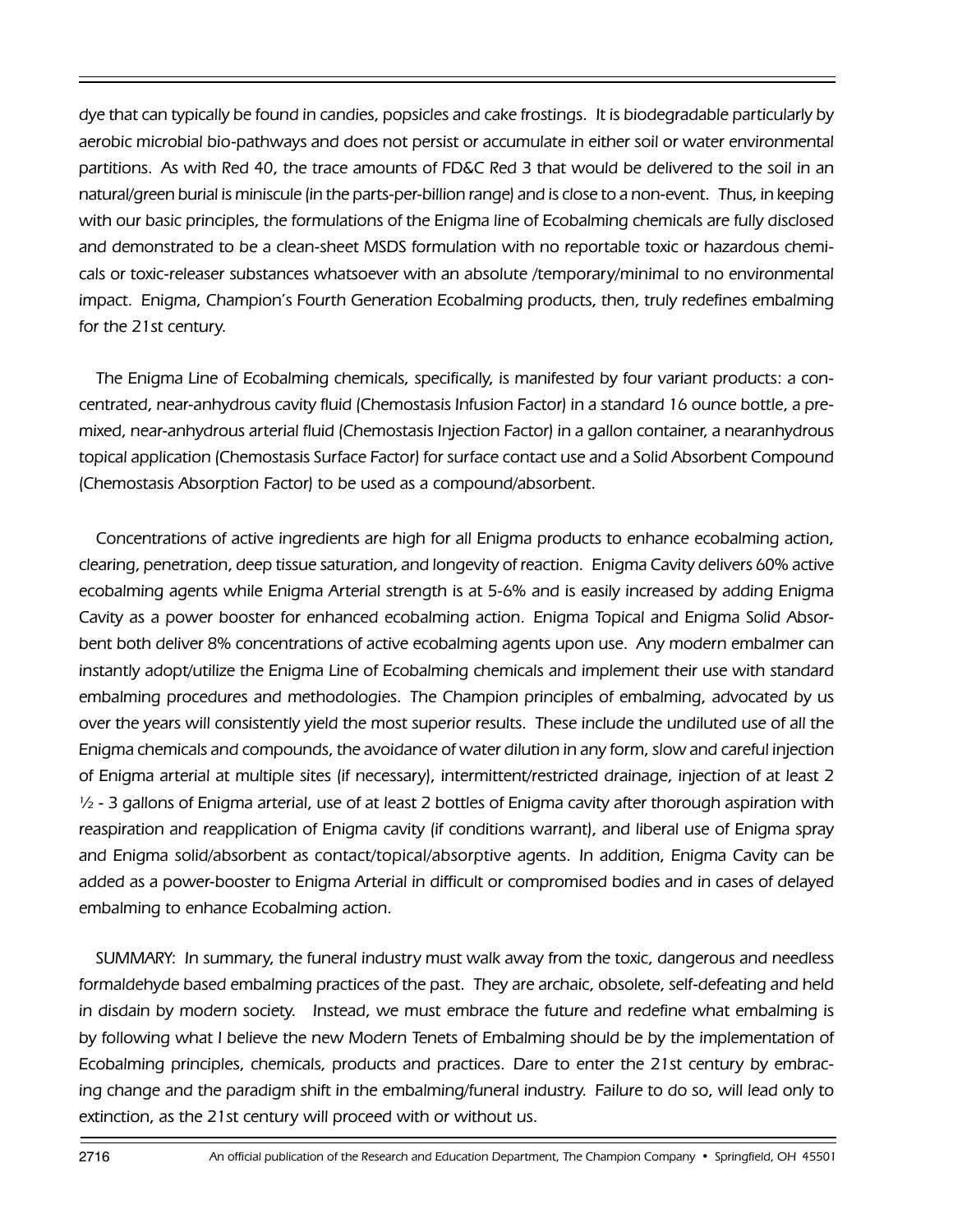dye that can typically be found in candies, popsicles and cake frostings. It is biodegradable particularly by aerobic microbial bio-pathways and does not persist or accumulate in either soil or water environmental partitions. As with Red 40, the trace amounts of FD&C Red 3 that would be delivered to the soil in an natural/green burial is miniscule (in the parts-per-billion range) and is close to a non-event. Thus, in keeping with our basic principles, the formulations of the Enigma line of Ecobalming chemicals are fully disclosed and demonstrated to be a clean-sheet MSDS formulation with no reportable toxic or hazardous chemicals or toxic-releaser substances whatsoever with an absolute /temporary/minimal to no environmental impact. Enigma, Champion's Fourth Generation Ecobalming products, then, truly redefines embalming for the 21st century.

The Enigma Line of Ecobalming chemicals, specifically, is manifested by four variant products: a concentrated, near-anhydrous cavity fluid (Chemostasis Infusion Factor) in a standard 16 ounce bottle, a premixed, near-anhydrous arterial fluid (Chemostasis Injection Factor) in a gallon container, a nearanhydrous topical application (Chemostasis Surface Factor) for surface contact use and a Solid Absorbent Compound (Chemostasis Absorption Factor) to be used as a compound/absorbent.

Concentrations of active ingredients are high for all Enigma products to enhance ecobalming action, clearing, penetration, deep tissue saturation, and longevity of reaction. Enigma Cavity delivers 60% active ecobalming agents while Enigma Arterial strength is at 5-6% and is easily increased by adding Enigma Cavity as a power booster for enhanced ecobalming action. Enigma Topical and Enigma Solid Absorbent both deliver 8% concentrations of active ecobalming agents upon use. Any modern embalmer can instantly adopt/utilize the Enigma Line of Ecobalming chemicals and implement their use with standard embalming procedures and methodologies. The Champion principles of embalming, advocated by us over the years will consistently yield the most superior results. These include the undiluted use of all the Enigma chemicals and compounds, the avoidance of water dilution in any form, slow and careful injection of Enigma arterial at multiple sites (if necessary), intermittent/restricted drainage, injection of at least 2 ½ - 3 gallons of Enigma arterial, use of at least 2 bottles of Enigma cavity after thorough aspiration with reaspiration and reapplication of Enigma cavity (if conditions warrant), and liberal use of Enigma spray and Enigma solid/absorbent as contact/topical/absorptive agents. In addition, Enigma Cavity can be added as a power-booster to Enigma Arterial in difficult or compromised bodies and in cases of delayed embalming to enhance Ecobalming action.

SUMMARY: In summary, the funeral industry must walk away from the toxic, dangerous and needless formaldehyde based embalming practices of the past. They are archaic, obsolete, self-defeating and held in disdain by modern society. Instead, we must embrace the future and redefine what embalming is by following what I believe the new Modern Tenets of Embalming should be by the implementation of Ecobalming principles, chemicals, products and practices. Dare to enter the 21st century by embracing change and the paradigm shift in the embalming/funeral industry. Failure to do so, will lead only to extinction, as the 21st century will proceed with or without us.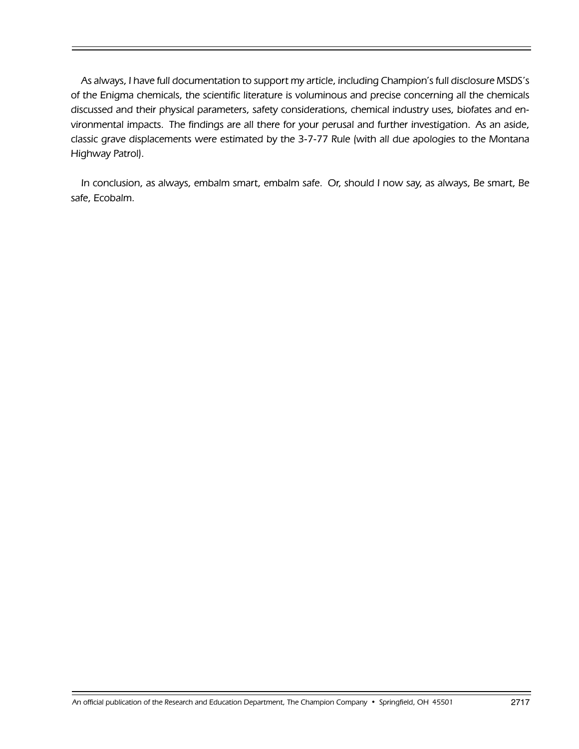As always, I have full documentation to support my article, including Champion's full disclosure MSDS's of the Enigma chemicals, the scientific literature is voluminous and precise concerning all the chemicals discussed and their physical parameters, safety considerations, chemical industry uses, biofates and environmental impacts. The findings are all there for your perusal and further investigation. As an aside, classic grave displacements were estimated by the 3-7-77 Rule (with all due apologies to the Montana Highway Patrol).

In conclusion, as always, embalm smart, embalm safe. Or, should I now say, as always, Be smart, Be safe, Ecobalm.